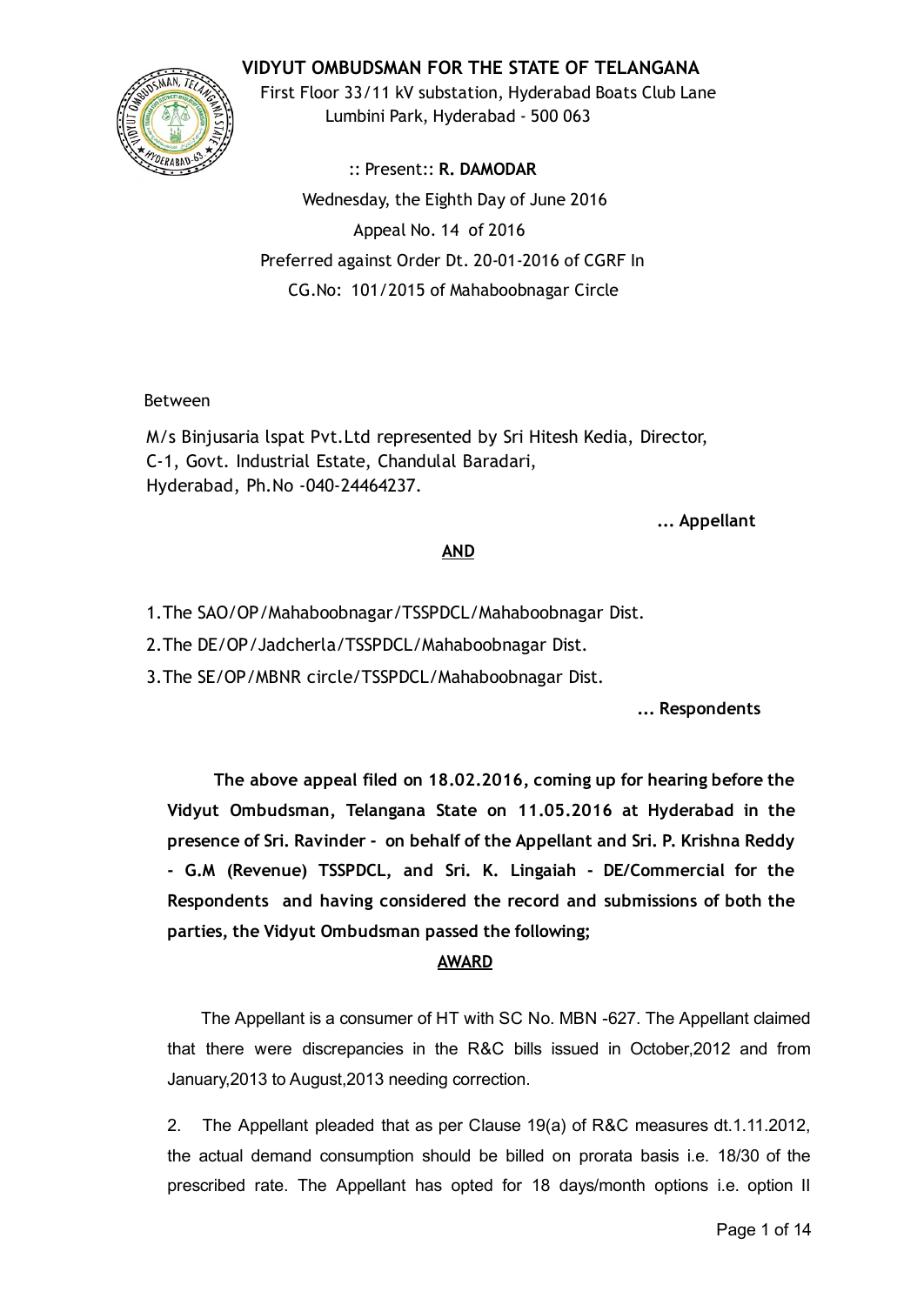# VIDYUT OMBUDSMAN FOR THE STATE OF TELANGANA

First Floor 33/11 kV substation, Hyderabad Boats Club Lane
Lumbini Park, Hyderabad - 500 063

:: Present:: **R. DAMODAR**

Wednesday, the Eighth Day of June 2016

Appeal No. 14 of 2016

Preferred against Order Dt. 20-01-2016 of CGRF In
CG.No: 101/2015 of Mahaboobnagar Circle

Between

M/s Binjusaria lspat Pvt.Ltd represented by Sri Hitesh Kedia, Director,
C-1, Govt. Industrial Estate, Chandulal Baradari,
Hyderabad, Ph.No -040-24464237.

**... Appellant**

**AND**

1. The SAO/OP/Mahaboobnagar/TSSPDCL/Mahaboobnagar Dist.
2. The DE/OP/Jadcherla/TSSPDCL/Mahaboobnagar Dist.
3. The SE/OP/MBNR circle/TSSPDCL/Mahaboobnagar Dist.

**... Respondents**

**The above appeal filed on 18.02.2016, coming up for hearing before the Vidyut Ombudsman, Telangana State on 11.05.2016 at Hyderabad in the presence of Sri. Ravinder - on behalf of the Appellant and Sri. P. Krishna Reddy - G.M (Revenue) TSSPDCL, and Sri. K. Lingaiah - DE/Commercial for the Respondents and having considered the record and submissions of both the parties, the Vidyut Ombudsman passed the following;**

**AWARD**

The Appellant is a consumer of HT with SC No. MBN -627. The Appellant claimed that there were discrepancies in the R&C bills issued in October,2012 and from January,2013 to August,2013 needing correction.

2. The Appellant pleaded that as per Clause 19(a) of R&C measures dt.1.11.2012, the actual demand consumption should be billed on prorata basis i.e. 18/30 of the prescribed rate. The Appellant has opted for 18 days/month options i.e. option II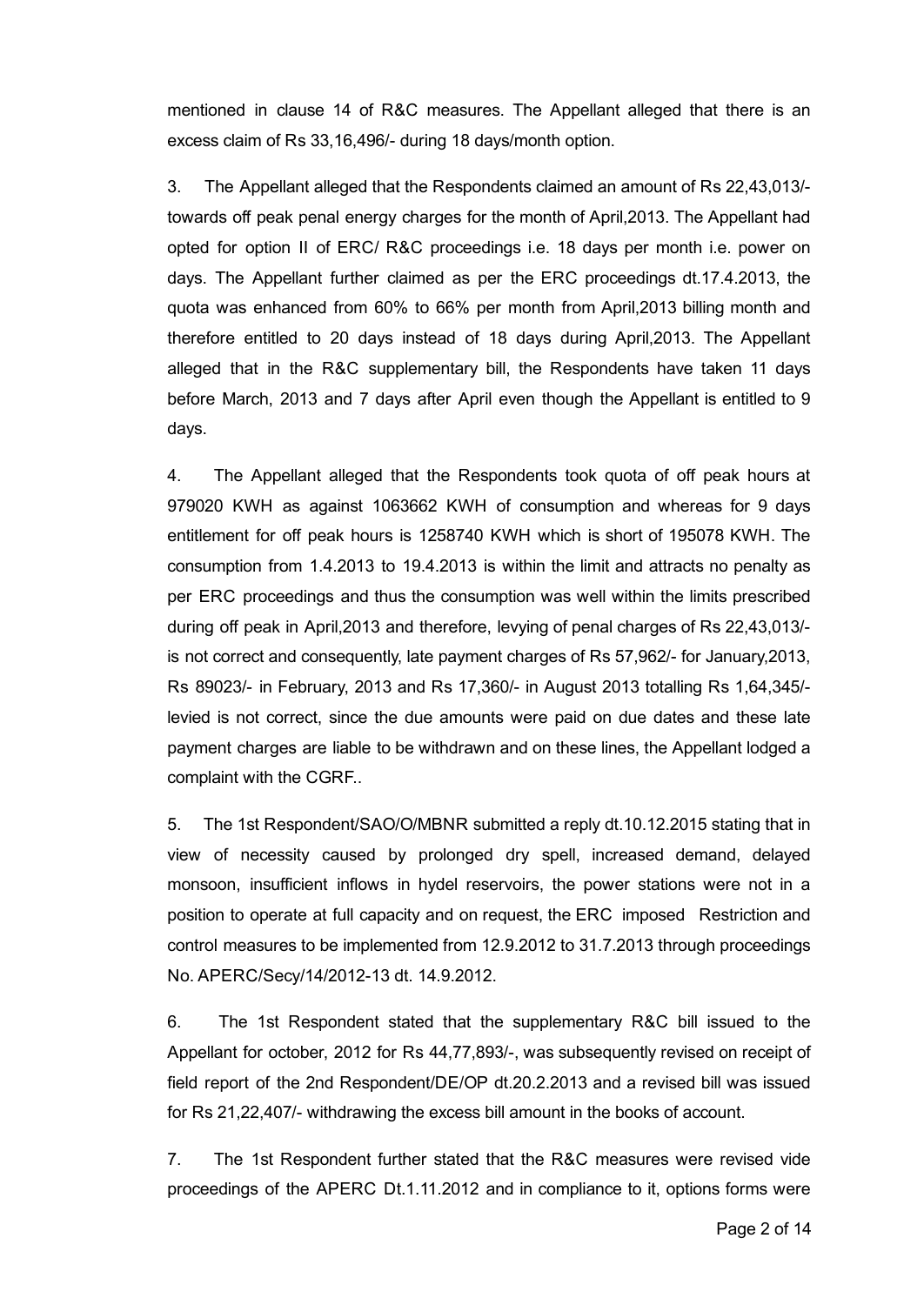mentioned in clause 14 of R&C measures. The Appellant alleged that there is an excess claim of Rs 33,16,496/- during 18 days/month option.

3. The Appellant alleged that the Respondents claimed an amount of Rs 22,43,013/- towards off peak penal energy charges for the month of April,2013. The Appellant had opted for option II of ERC/ R&C proceedings i.e. 18 days per month i.e. power on days. The Appellant further claimed as per the ERC proceedings dt.17.4.2013, the quota was enhanced from 60% to 66% per month from April,2013 billing month and therefore entitled to 20 days instead of 18 days during April,2013. The Appellant alleged that in the R&C supplementary bill, the Respondents have taken 11 days before March, 2013 and 7 days after April even though the Appellant is entitled to 9 days.

4. The Appellant alleged that the Respondents took quota of off peak hours at 979020 KWH as against 1063662 KWH of consumption and whereas for 9 days entitlement for off peak hours is 1258740 KWH which is short of 195078 KWH. The consumption from 1.4.2013 to 19.4.2013 is within the limit and attracts no penalty as per ERC proceedings and thus the consumption was well within the limits prescribed during off peak in April,2013 and therefore, levying of penal charges of Rs 22,43,013/- is not correct and consequently, late payment charges of Rs 57,962/- for January,2013, Rs 89023/- in February, 2013 and Rs 17,360/- in August 2013 totalling Rs 1,64,345/- levied is not correct, since the due amounts were paid on due dates and these late payment charges are liable to be withdrawn and on these lines, the Appellant lodged a complaint with the CGRF..

5. The 1st Respondent/SAO/O/MBNR submitted a reply dt.10.12.2015 stating that in view of necessity caused by prolonged dry spell, increased demand, delayed monsoon, insufficient inflows in hydel reservoirs, the power stations were not in a position to operate at full capacity and on request, the ERC imposed Restriction and control measures to be implemented from 12.9.2012 to 31.7.2013 through proceedings No. APERC/Secy/14/2012-13 dt. 14.9.2012.

6. The 1st Respondent stated that the supplementary R&C bill issued to the Appellant for october, 2012 for Rs 44,77,893/-, was subsequently revised on receipt of field report of the 2nd Respondent/DE/OP dt.20.2.2013 and a revised bill was issued for Rs 21,22,407/- withdrawing the excess bill amount in the books of account.

7. The 1st Respondent further stated that the R&C measures were revised vide proceedings of the APERC Dt.1.11.2012 and in compliance to it, options forms were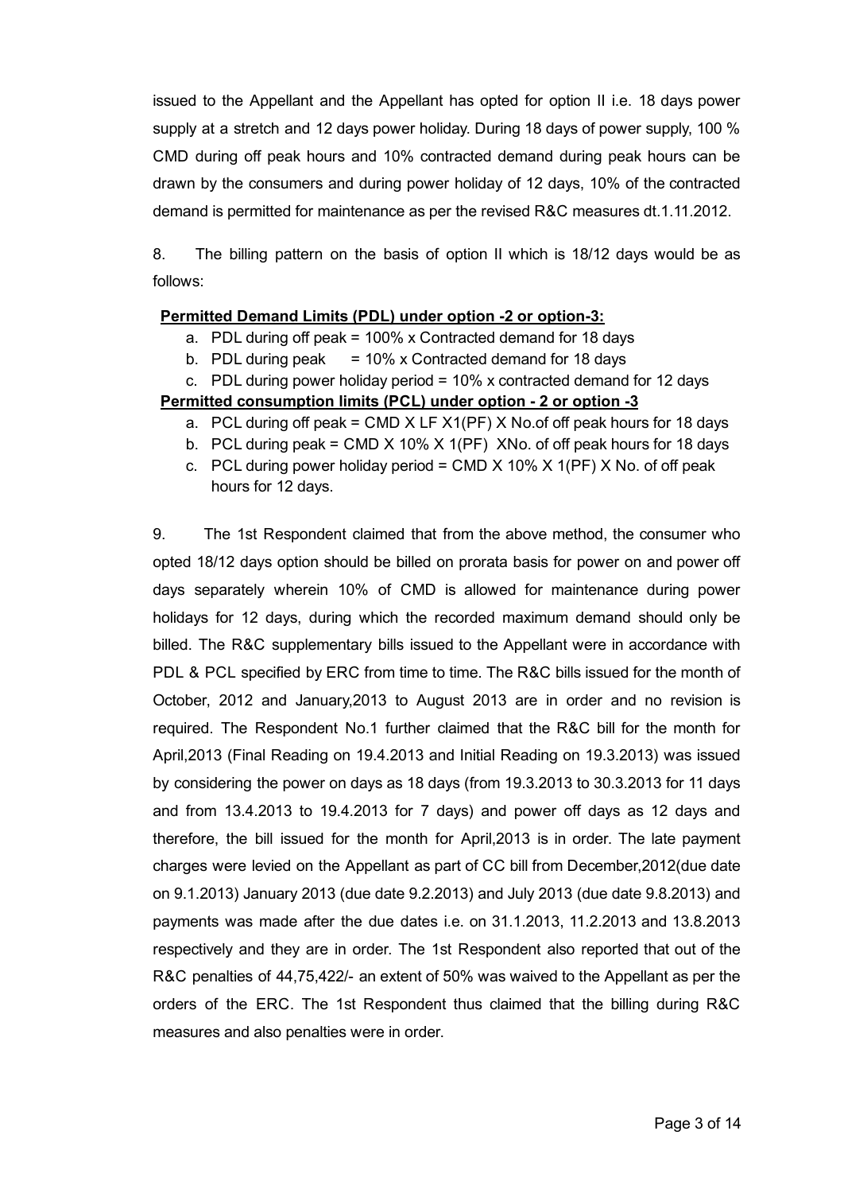issued to the Appellant and the Appellant has opted for option II i.e. 18 days power supply at a stretch and 12 days power holiday. During 18 days of power supply, 100 % CMD during off peak hours and 10% contracted demand during peak hours can be drawn by the consumers and during power holiday of 12 days, 10% of the contracted demand is permitted for maintenance as per the revised R&C measures dt.1.11.2012.

8. The billing pattern on the basis of option II which is 18/12 days would be as follows:

**Permitted Demand Limits (PDL) under option -2 or option-3:**

a. PDL during off peak = 100% x Contracted demand for 18 days
b. PDL during peak = 10% x Contracted demand for 18 days
c. PDL during power holiday period = 10% x contracted demand for 12 days

**Permitted consumption limits (PCL) under option - 2 or option -3**

a. PCL during off peak = CMD X LF X1(PF) X No.of off peak hours for 18 days
b. PCL during peak = CMD X 10% X 1(PF) XNo. of off peak hours for 18 days
c. PCL during power holiday period = CMD X 10% X 1(PF) X No. of off peak hours for 12 days.

9. The 1st Respondent claimed that from the above method, the consumer who opted 18/12 days option should be billed on prorata basis for power on and power off days separately wherein 10% of CMD is allowed for maintenance during power holidays for 12 days, during which the recorded maximum demand should only be billed. The R&C supplementary bills issued to the Appellant were in accordance with PDL & PCL specified by ERC from time to time. The R&C bills issued for the month of October, 2012 and January,2013 to August 2013 are in order and no revision is required. The Respondent No.1 further claimed that the R&C bill for the month for April,2013 (Final Reading on 19.4.2013 and Initial Reading on 19.3.2013) was issued by considering the power on days as 18 days (from 19.3.2013 to 30.3.2013 for 11 days and from 13.4.2013 to 19.4.2013 for 7 days) and power off days as 12 days and therefore, the bill issued for the month for April,2013 is in order. The late payment charges were levied on the Appellant as part of CC bill from December,2012(due date on 9.1.2013) January 2013 (due date 9.2.2013) and July 2013 (due date 9.8.2013) and payments was made after the due dates i.e. on 31.1.2013, 11.2.2013 and 13.8.2013 respectively and they are in order. The 1st Respondent also reported that out of the R&C penalties of 44,75,422/- an extent of 50% was waived to the Appellant as per the orders of the ERC. The 1st Respondent thus claimed that the billing during R&C measures and also penalties were in order.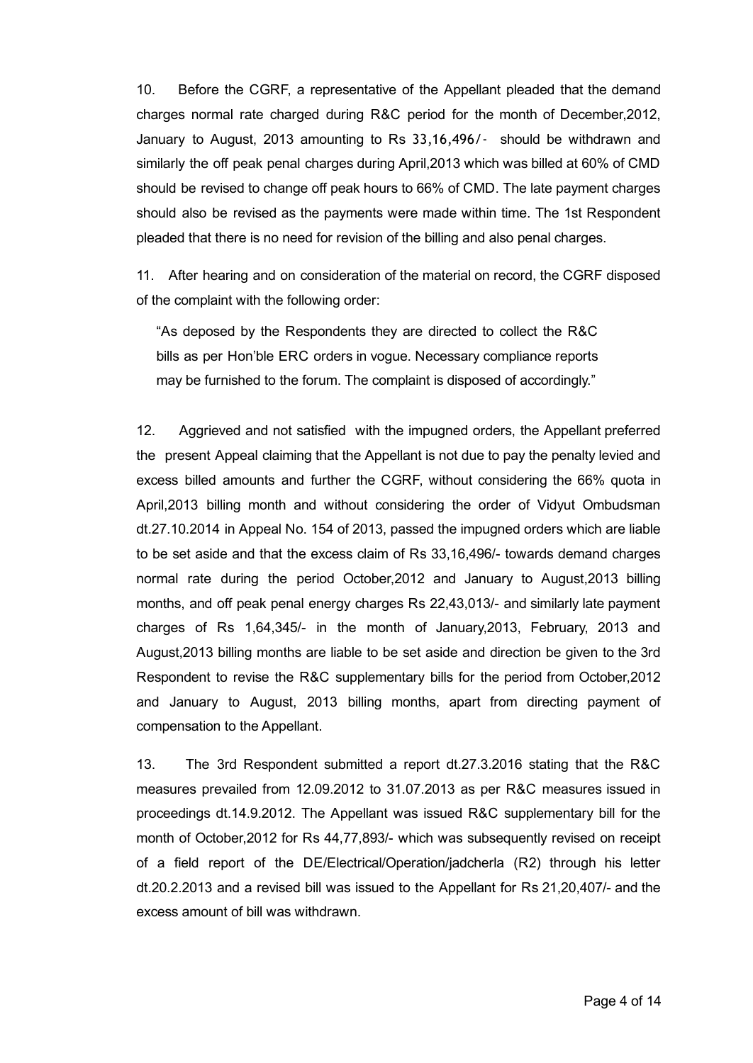10. Before the CGRF, a representative of the Appellant pleaded that the demand charges normal rate charged during R&C period for the month of December,2012, January to August, 2013 amounting to Rs 33,16,496/- should be withdrawn and similarly the off peak penal charges during April,2013 which was billed at 60% of CMD should be revised to change off peak hours to 66% of CMD. The late payment charges should also be revised as the payments were made within time. The 1st Respondent pleaded that there is no need for revision of the billing and also penal charges.

11. After hearing and on consideration of the material on record, the CGRF disposed of the complaint with the following order:

> "As deposed by the Respondents they are directed to collect the R&C bills as per Hon'ble ERC orders in vogue. Necessary compliance reports may be furnished to the forum. The complaint is disposed of accordingly."

12. Aggrieved and not satisfied with the impugned orders, the Appellant preferred the present Appeal claiming that the Appellant is not due to pay the penalty levied and excess billed amounts and further the CGRF, without considering the 66% quota in April,2013 billing month and without considering the order of Vidyut Ombudsman dt.27.10.2014 in Appeal No. 154 of 2013, passed the impugned orders which are liable to be set aside and that the excess claim of Rs 33,16,496/- towards demand charges normal rate during the period October,2012 and January to August,2013 billing months, and off peak penal energy charges Rs 22,43,013/- and similarly late payment charges of Rs 1,64,345/- in the month of January,2013, February, 2013 and August,2013 billing months are liable to be set aside and direction be given to the 3rd Respondent to revise the R&C supplementary bills for the period from October,2012 and January to August, 2013 billing months, apart from directing payment of compensation to the Appellant.

13. The 3rd Respondent submitted a report dt.27.3.2016 stating that the R&C measures prevailed from 12.09.2012 to 31.07.2013 as per R&C measures issued in proceedings dt.14.9.2012. The Appellant was issued R&C supplementary bill for the month of October,2012 for Rs 44,77,893/- which was subsequently revised on receipt of a field report of the DE/Electrical/Operation/jadcherla (R2) through his letter dt.20.2.2013 and a revised bill was issued to the Appellant for Rs 21,20,407/- and the excess amount of bill was withdrawn.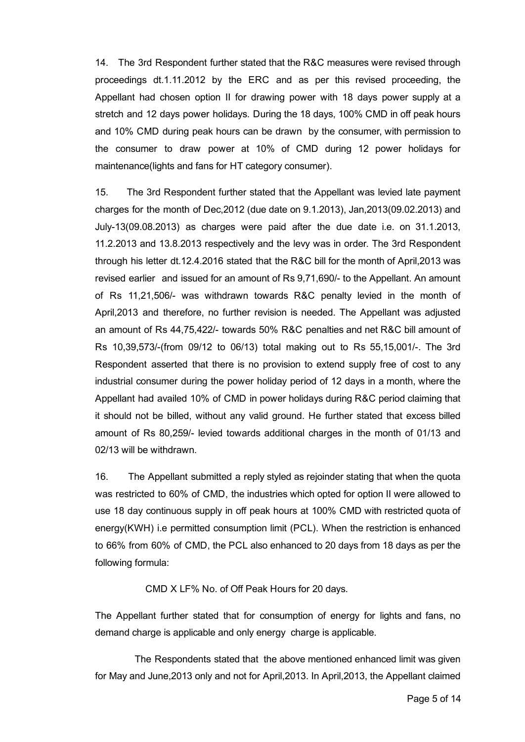14. The 3rd Respondent further stated that the R&C measures were revised through proceedings dt.1.11.2012 by the ERC and as per this revised proceeding, the Appellant had chosen option II for drawing power with 18 days power supply at a stretch and 12 days power holidays. During the 18 days, 100% CMD in off peak hours and 10% CMD during peak hours can be drawn by the consumer, with permission to the consumer to draw power at 10% of CMD during 12 power holidays for maintenance(lights and fans for HT category consumer).

15. The 3rd Respondent further stated that the Appellant was levied late payment charges for the month of Dec,2012 (due date on 9.1.2013), Jan,2013(09.02.2013) and July-13(09.08.2013) as charges were paid after the due date i.e. on 31.1.2013, 11.2.2013 and 13.8.2013 respectively and the levy was in order. The 3rd Respondent through his letter dt.12.4.2016 stated that the R&C bill for the month of April,2013 was revised earlier and issued for an amount of Rs 9,71,690/- to the Appellant. An amount of Rs 11,21,506/- was withdrawn towards R&C penalty levied in the month of April,2013 and therefore, no further revision is needed. The Appellant was adjusted an amount of Rs 44,75,422/- towards 50% R&C penalties and net R&C bill amount of Rs 10,39,573/-(from 09/12 to 06/13) total making out to Rs 55,15,001/-. The 3rd Respondent asserted that there is no provision to extend supply free of cost to any industrial consumer during the power holiday period of 12 days in a month, where the Appellant had availed 10% of CMD in power holidays during R&C period claiming that it should not be billed, without any valid ground. He further stated that excess billed amount of Rs 80,259/- levied towards additional charges in the month of 01/13 and 02/13 will be withdrawn.

16. The Appellant submitted a reply styled as rejoinder stating that when the quota was restricted to 60% of CMD, the industries which opted for option II were allowed to use 18 day continuous supply in off peak hours at 100% CMD with restricted quota of energy(KWH) i.e permitted consumption limit (PCL). When the restriction is enhanced to 66% from 60% of CMD, the PCL also enhanced to 20 days from 18 days as per the following formula:

CMD X LF% No. of Off Peak Hours for 20 days.

The Appellant further stated that for consumption of energy for lights and fans, no demand charge is applicable and only energy charge is applicable.

The Respondents stated that the above mentioned enhanced limit was given for May and June,2013 only and not for April,2013. In April,2013, the Appellant claimed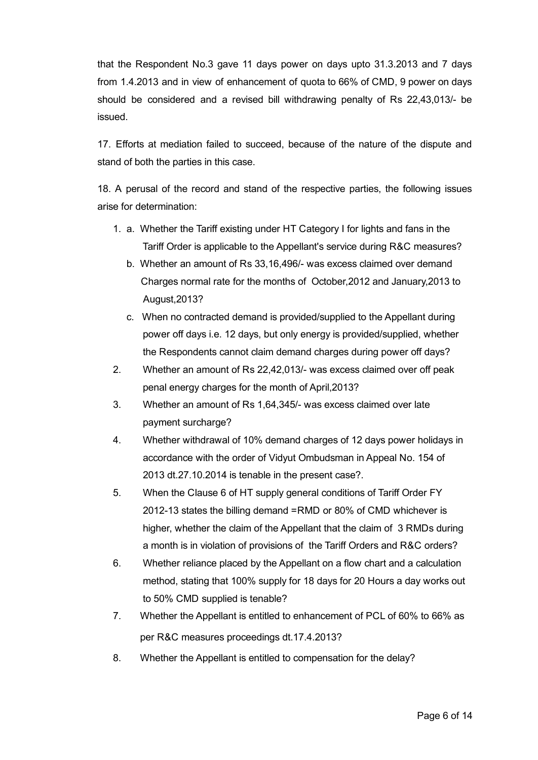that the Respondent No.3 gave 11 days power on days upto 31.3.2013 and 7 days from 1.4.2013 and in view of enhancement of quota to 66% of CMD, 9 power on days should be considered and a revised bill withdrawing penalty of Rs 22,43,013/- be issued.

17. Efforts at mediation failed to succeed, because of the nature of the dispute and stand of both the parties in this case.

18. A perusal of the record and stand of the respective parties, the following issues arise for determination:

1. a. Whether the Tariff existing under HT Category I for lights and fans in the Tariff Order is applicable to the Appellant's service during R&C measures?

   b. Whether an amount of Rs 33,16,496/- was excess claimed over demand Charges normal rate for the months of October,2012 and January,2013 to August,2013?

   c. When no contracted demand is provided/supplied to the Appellant during power off days i.e. 12 days, but only energy is provided/supplied, whether the Respondents cannot claim demand charges during power off days?

2. Whether an amount of Rs 22,42,013/- was excess claimed over off peak penal energy charges for the month of April,2013?

3. Whether an amount of Rs 1,64,345/- was excess claimed over late payment surcharge?

4. Whether withdrawal of 10% demand charges of 12 days power holidays in accordance with the order of Vidyut Ombudsman in Appeal No. 154 of 2013 dt.27.10.2014 is tenable in the present case?.

5. When the Clause 6 of HT supply general conditions of Tariff Order FY 2012-13 states the billing demand =RMD or 80% of CMD whichever is higher, whether the claim of the Appellant that the claim of 3 RMDs during a month is in violation of provisions of the Tariff Orders and R&C orders?

6. Whether reliance placed by the Appellant on a flow chart and a calculation method, stating that 100% supply for 18 days for 20 Hours a day works out to 50% CMD supplied is tenable?

7. Whether the Appellant is entitled to enhancement of PCL of 60% to 66% as per R&C measures proceedings dt.17.4.2013?

8. Whether the Appellant is entitled to compensation for the delay?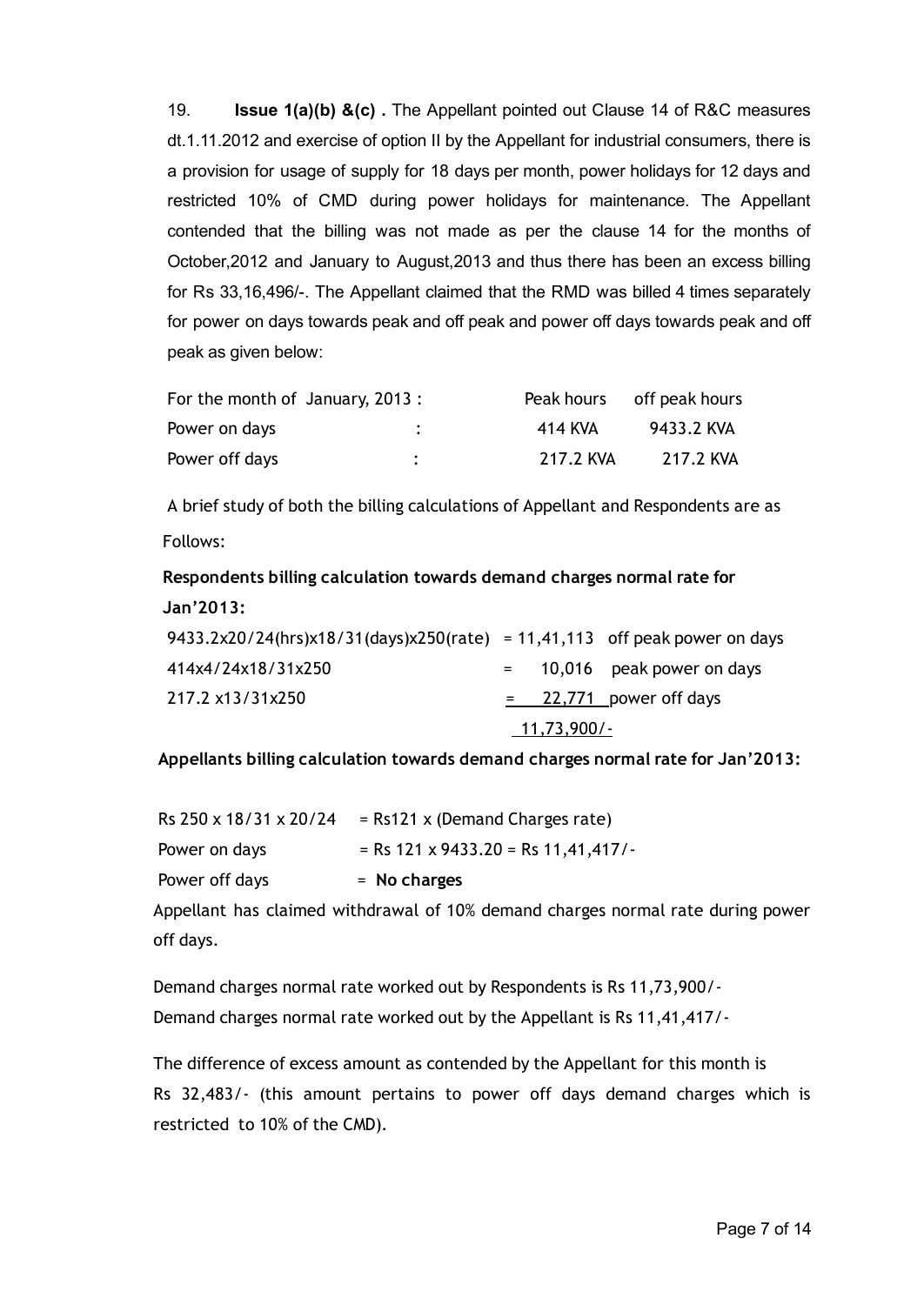19. **Issue 1(a)(b) &(c) .** The Appellant pointed out Clause 14 of R&C measures dt.1.11.2012 and exercise of option II by the Appellant for industrial consumers, there is a provision for usage of supply for 18 days per month, power holidays for 12 days and restricted 10% of CMD during power holidays for maintenance. The Appellant contended that the billing was not made as per the clause 14 for the months of October,2012 and January to August,2013 and thus there has been an excess billing for Rs 33,16,496/-. The Appellant claimed that the RMD was billed 4 times separately for power on days towards peak and off peak and power off days towards peak and off peak as given below:

| For the month of January, 2013 : | | Peak hours | off peak hours |
|---|---|---|---|
| Power on days | : | 414 KVA | 9433.2 KVA |
| Power off days | : | 217.2 KVA | 217.2 KVA |

A brief study of both the billing calculations of Appellant and Respondents are as Follows:

**Respondents billing calculation towards demand charges normal rate for Jan'2013:**

| | | | |
|---|---|---|---|
| 9433.2x20/24(hrs)x18/31(days)x250(rate) | = | 11,41,113 | off peak power on days |
| 414x4/24x18/31x250 | = | 10,016 | peak power on days |
| 217.2 x13/31x250 | = | 22,771 | power off days |
| | | 11,73,900/- | |

**Appellants billing calculation towards demand charges normal rate for Jan'2013:**

| | |
|---|---|
| Rs 250 x 18/31 x 20/24 | = Rs121 x (Demand Charges rate) |
| Power on days | = Rs 121 x 9433.20 = Rs 11,41,417/- |
| Power off days | = **No charges** |

Appellant has claimed withdrawal of 10% demand charges normal rate during power off days.

Demand charges normal rate worked out by Respondents is Rs 11,73,900/-
Demand charges normal rate worked out by the Appellant is Rs 11,41,417/-

The difference of excess amount as contended by the Appellant for this month is Rs 32,483/- (this amount pertains to power off days demand charges which is restricted to 10% of the CMD).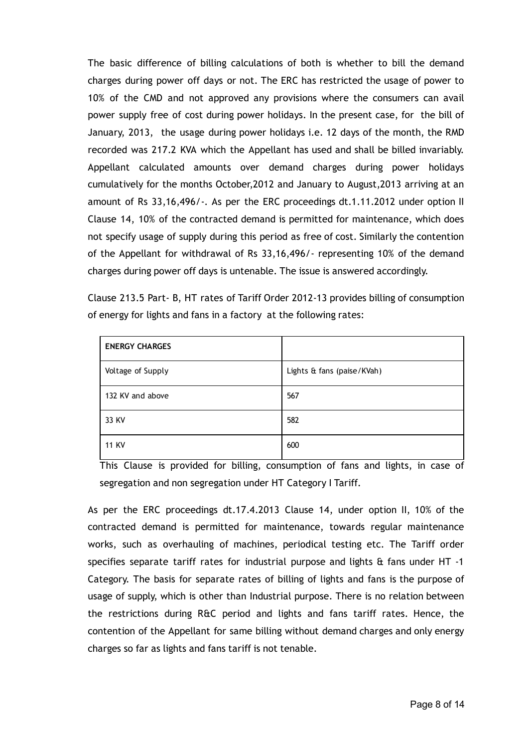The basic difference of billing calculations of both is whether to bill the demand charges during power off days or not. The ERC has restricted the usage of power to 10% of the CMD and not approved any provisions where the consumers can avail power supply free of cost during power holidays. In the present case, for the bill of January, 2013, the usage during power holidays i.e. 12 days of the month, the RMD recorded was 217.2 KVA which the Appellant has used and shall be billed invariably. Appellant calculated amounts over demand charges during power holidays cumulatively for the months October,2012 and January to August,2013 arriving at an amount of Rs 33,16,496/-. As per the ERC proceedings dt.1.11.2012 under option II Clause 14, 10% of the contracted demand is permitted for maintenance, which does not specify usage of supply during this period as free of cost. Similarly the contention of the Appellant for withdrawal of Rs 33,16,496/- representing 10% of the demand charges during power off days is untenable. The issue is answered accordingly.

Clause 213.5 Part- B, HT rates of Tariff Order 2012-13 provides billing of consumption of energy for lights and fans in a factory at the following rates:

| **ENERGY CHARGES** | |
|---|---|
| Voltage of Supply | Lights & fans (paise/KVah) |
| 132 KV and above | 567 |
| 33 KV | 582 |
| 11 KV | 600 |

This Clause is provided for billing, consumption of fans and lights, in case of segregation and non segregation under HT Category I Tariff.

As per the ERC proceedings dt.17.4.2013 Clause 14, under option II, 10% of the contracted demand is permitted for maintenance, towards regular maintenance works, such as overhauling of machines, periodical testing etc. The Tariff order specifies separate tariff rates for industrial purpose and lights & fans under HT -1 Category. The basis for separate rates of billing of lights and fans is the purpose of usage of supply, which is other than Industrial purpose. There is no relation between the restrictions during R&C period and lights and fans tariff rates. Hence, the contention of the Appellant for same billing without demand charges and only energy charges so far as lights and fans tariff is not tenable.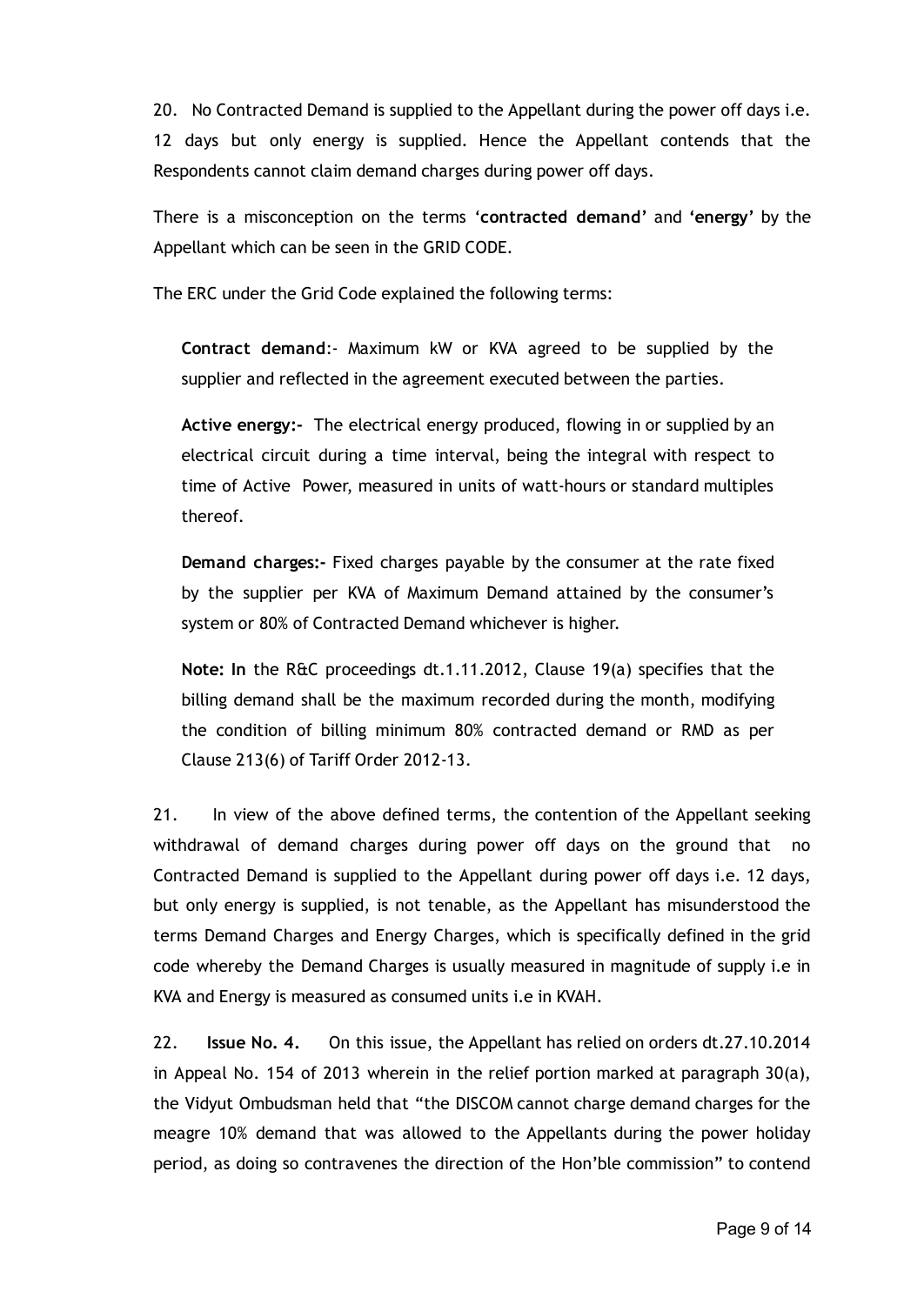20. No Contracted Demand is supplied to the Appellant during the power off days i.e. 12 days but only energy is supplied. Hence the Appellant contends that the Respondents cannot claim demand charges during power off days.

There is a misconception on the terms '**contracted demand**' and '**energy**' by the Appellant which can be seen in the GRID CODE.

The ERC under the Grid Code explained the following terms:

> **Contract demand**:- Maximum kW or KVA agreed to be supplied by the supplier and reflected in the agreement executed between the parties.
>
> **Active energy:-** The electrical energy produced, flowing in or supplied by an electrical circuit during a time interval, being the integral with respect to time of Active Power, measured in units of watt-hours or standard multiples thereof.
>
> **Demand charges:-** Fixed charges payable by the consumer at the rate fixed by the supplier per KVA of Maximum Demand attained by the consumer's system or 80% of Contracted Demand whichever is higher.
>
> **Note: In** the R&C proceedings dt.1.11.2012, Clause 19(a) specifies that the billing demand shall be the maximum recorded during the month, modifying the condition of billing minimum 80% contracted demand or RMD as per Clause 213(6) of Tariff Order 2012-13.

21. In view of the above defined terms, the contention of the Appellant seeking withdrawal of demand charges during power off days on the ground that no Contracted Demand is supplied to the Appellant during power off days i.e. 12 days, but only energy is supplied, is not tenable, as the Appellant has misunderstood the terms Demand Charges and Energy Charges, which is specifically defined in the grid code whereby the Demand Charges is usually measured in magnitude of supply i.e in KVA and Energy is measured as consumed units i.e in KVAH.

22. **Issue No. 4.** On this issue, the Appellant has relied on orders dt.27.10.2014 in Appeal No. 154 of 2013 wherein in the relief portion marked at paragraph 30(a), the Vidyut Ombudsman held that "the DISCOM cannot charge demand charges for the meagre 10% demand that was allowed to the Appellants during the power holiday period, as doing so contravenes the direction of the Hon'ble commission" to contend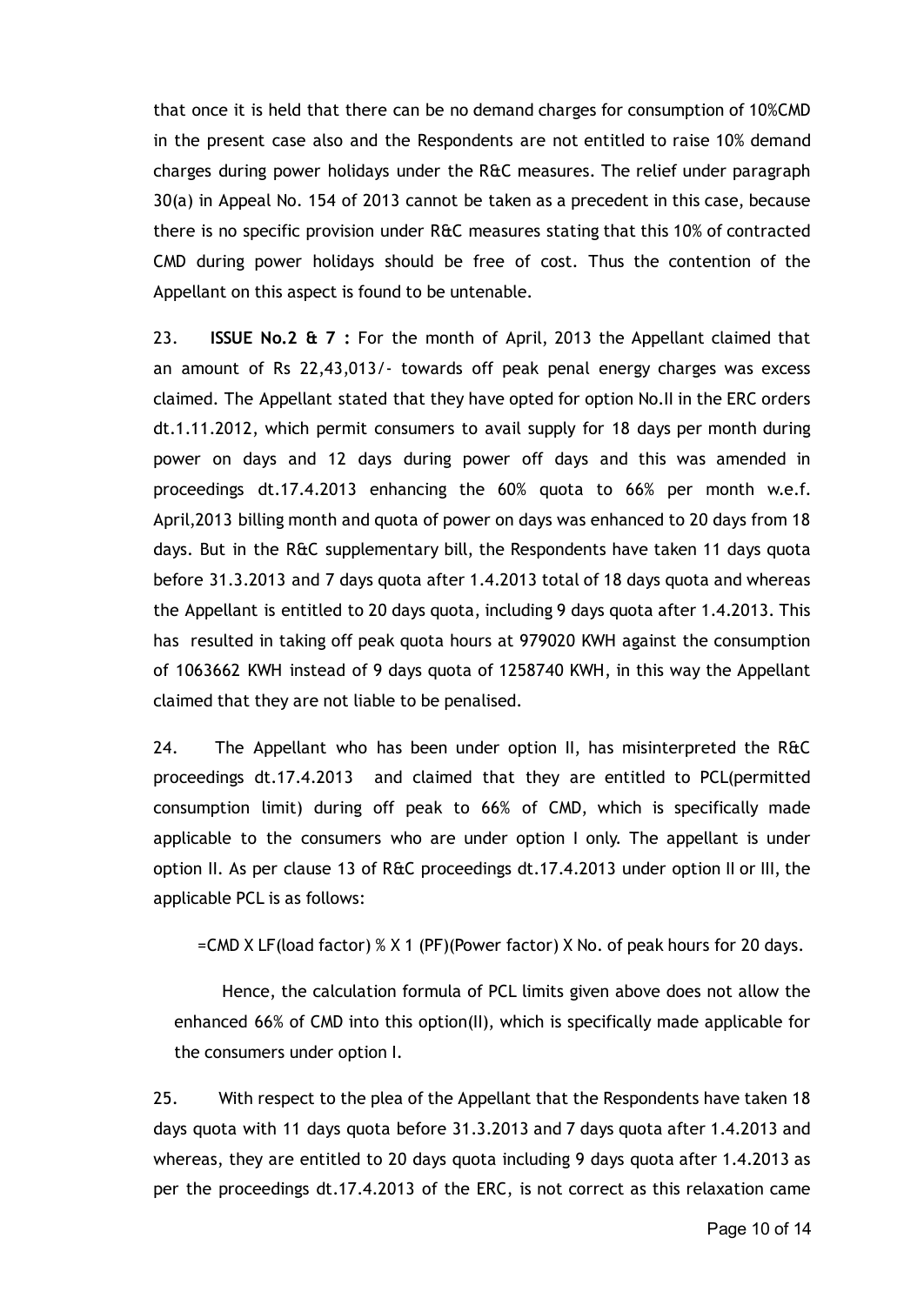that once it is held that there can be no demand charges for consumption of 10%CMD in the present case also and the Respondents are not entitled to raise 10% demand charges during power holidays under the R&C measures. The relief under paragraph 30(a) in Appeal No. 154 of 2013 cannot be taken as a precedent in this case, because there is no specific provision under R&C measures stating that this 10% of contracted CMD during power holidays should be free of cost. Thus the contention of the Appellant on this aspect is found to be untenable.

23. **ISSUE No.2 & 7 :** For the month of April, 2013 the Appellant claimed that an amount of Rs 22,43,013/- towards off peak penal energy charges was excess claimed. The Appellant stated that they have opted for option No.II in the ERC orders dt.1.11.2012, which permit consumers to avail supply for 18 days per month during power on days and 12 days during power off days and this was amended in proceedings dt.17.4.2013 enhancing the 60% quota to 66% per month w.e.f. April,2013 billing month and quota of power on days was enhanced to 20 days from 18 days. But in the R&C supplementary bill, the Respondents have taken 11 days quota before 31.3.2013 and 7 days quota after 1.4.2013 total of 18 days quota and whereas the Appellant is entitled to 20 days quota, including 9 days quota after 1.4.2013. This has resulted in taking off peak quota hours at 979020 KWH against the consumption of 1063662 KWH instead of 9 days quota of 1258740 KWH, in this way the Appellant claimed that they are not liable to be penalised.

24. The Appellant who has been under option II, has misinterpreted the R&C proceedings dt.17.4.2013 and claimed that they are entitled to PCL(permitted consumption limit) during off peak to 66% of CMD, which is specifically made applicable to the consumers who are under option I only. The appellant is under option II. As per clause 13 of R&C proceedings dt.17.4.2013 under option II or III, the applicable PCL is as follows:

=CMD X LF(load factor) % X 1 (PF)(Power factor) X No. of peak hours for 20 days.

Hence, the calculation formula of PCL limits given above does not allow the enhanced 66% of CMD into this option(II), which is specifically made applicable for the consumers under option I.

25. With respect to the plea of the Appellant that the Respondents have taken 18 days quota with 11 days quota before 31.3.2013 and 7 days quota after 1.4.2013 and whereas, they are entitled to 20 days quota including 9 days quota after 1.4.2013 as per the proceedings dt.17.4.2013 of the ERC, is not correct as this relaxation came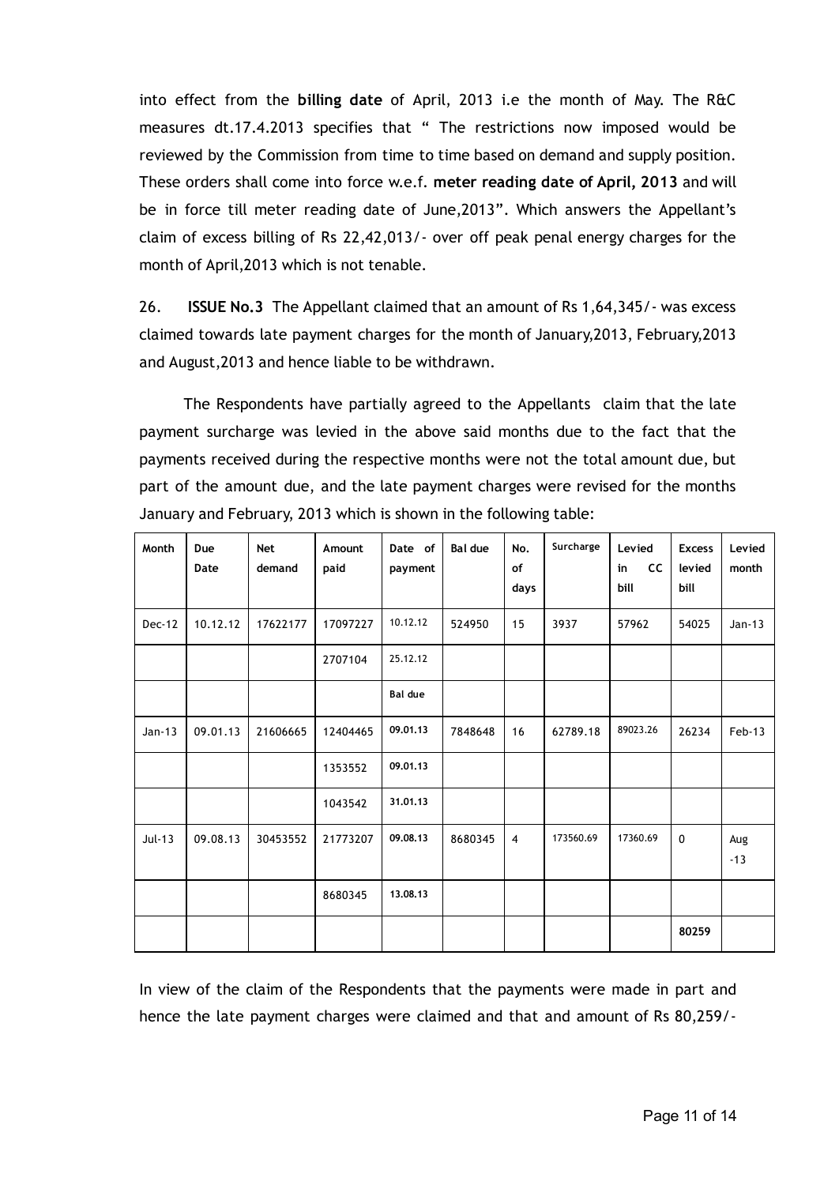into effect from the **billing date** of April, 2013 i.e the month of May. The R&C measures dt.17.4.2013 specifies that " The restrictions now imposed would be reviewed by the Commission from time to time based on demand and supply position. These orders shall come into force w.e.f. **meter reading date of April, 2013** and will be in force till meter reading date of June,2013". Which answers the Appellant's claim of excess billing of Rs 22,42,013/- over off peak penal energy charges for the month of April,2013 which is not tenable.

26. **ISSUE No.3** The Appellant claimed that an amount of Rs 1,64,345/- was excess claimed towards late payment charges for the month of January,2013, February,2013 and August,2013 and hence liable to be withdrawn.

The Respondents have partially agreed to the Appellants claim that the late payment surcharge was levied in the above said months due to the fact that the payments received during the respective months were not the total amount due, but part of the amount due, and the late payment charges were revised for the months January and February, 2013 which is shown in the following table:

| Month | Due Date | Net demand | Amount paid | Date of payment | Bal due | No. of days | Surcharge | Levied in CC bill | Excess levied bill | Levied month |
|---|---|---|---|---|---|---|---|---|---|---|
| Dec-12 | 10.12.12 | 17622177 | 17097227 | 10.12.12 | 524950 | 15 | 3937 | 57962 | 54025 | Jan-13 |
| | | | 2707104 | 25.12.12 | | | | | | |
| | | | | Bal due | | | | | | |
| Jan-13 | 09.01.13 | 21606665 | 12404465 | 09.01.13 | 7848648 | 16 | 62789.18 | 89023.26 | 26234 | Feb-13 |
| | | | 1353552 | 09.01.13 | | | | | | |
| | | | 1043542 | 31.01.13 | | | | | | |
| Jul-13 | 09.08.13 | 30453552 | 21773207 | 09.08.13 | 8680345 | 4 | 173560.69 | 17360.69 | 0 | Aug -13 |
| | | | 8680345 | 13.08.13 | | | | | | |
| | | | | | | | | | **80259** | |

In view of the claim of the Respondents that the payments were made in part and hence the late payment charges were claimed and that and amount of Rs 80,259/-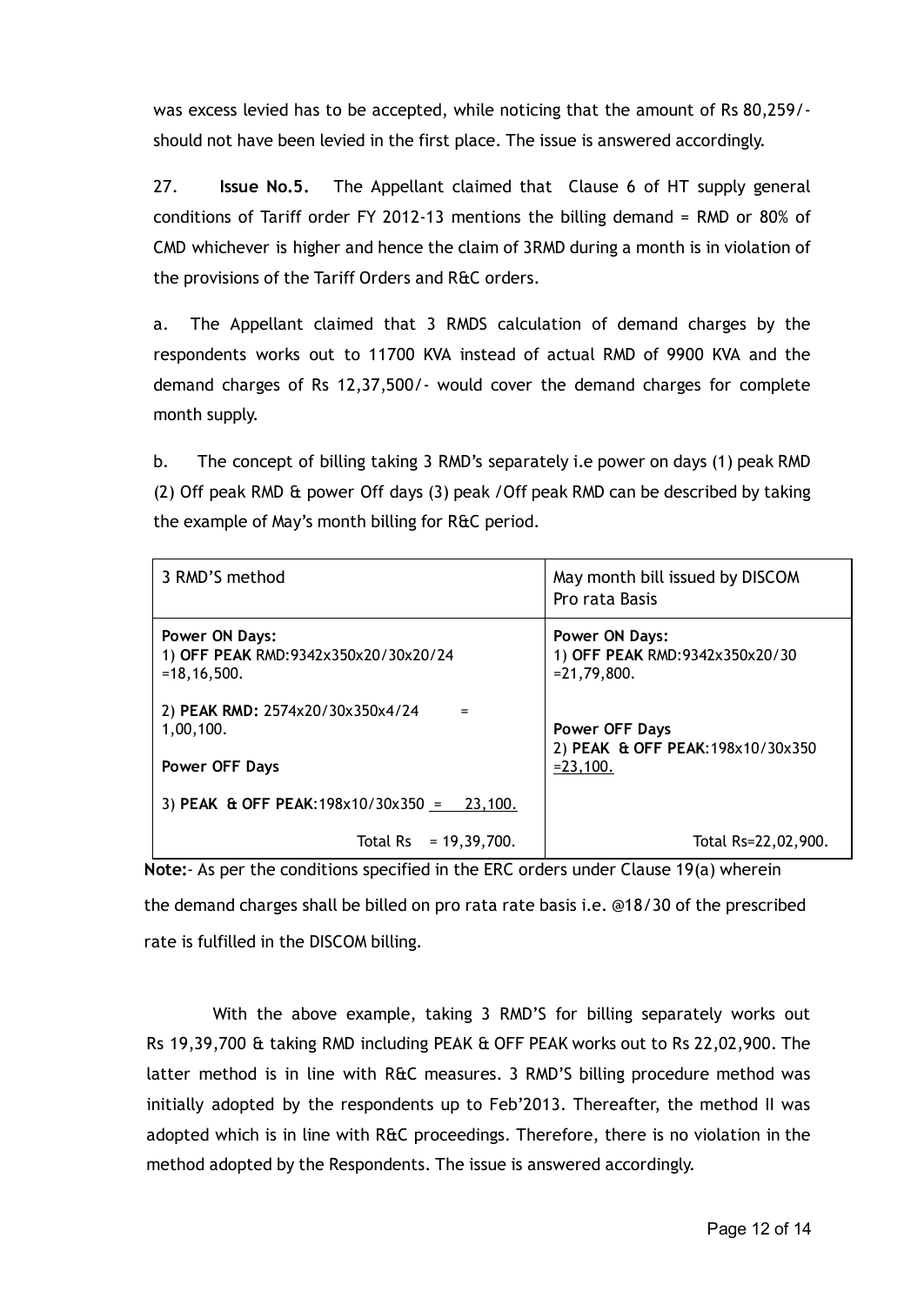was excess levied has to be accepted, while noticing that the amount of Rs 80,259/- should not have been levied in the first place. The issue is answered accordingly.

27. **Issue No.5.** The Appellant claimed that Clause 6 of HT supply general conditions of Tariff order FY 2012-13 mentions the billing demand = RMD or 80% of CMD whichever is higher and hence the claim of 3RMD during a month is in violation of the provisions of the Tariff Orders and R&C orders.

a. The Appellant claimed that 3 RMDS calculation of demand charges by the respondents works out to 11700 KVA instead of actual RMD of 9900 KVA and the demand charges of Rs 12,37,500/- would cover the demand charges for complete month supply.

b. The concept of billing taking 3 RMD's separately i.e power on days (1) peak RMD (2) Off peak RMD & power Off days (3) peak /Off peak RMD can be described by taking the example of May's month billing for R&C period.

| 3 RMD'S method | May month bill issued by DISCOM Pro rata Basis |
|---|---|
| **Power ON Days:**<br>1) **OFF PEAK** RMD:9342x350x20/30x20/24 =18,16,500.<br><br>2) **PEAK RMD:** 2574x20/30x350x4/24 = 1,00,100.<br><br>**Power OFF Days**<br><br>3) **PEAK & OFF PEAK**:198x10/30x350 = 23,100. | **Power ON Days:**<br>1) **OFF PEAK** RMD:9342x350x20/30 =21,79,800.<br><br>**Power OFF Days**<br>2) **PEAK & OFF PEAK**:198x10/30x350 =23,100. |
| Total Rs = 19,39,700. | Total Rs=22,02,900. |

**Note:**- As per the conditions specified in the ERC orders under Clause 19(a) wherein the demand charges shall be billed on pro rata rate basis i.e. @18/30 of the prescribed rate is fulfilled in the DISCOM billing.

With the above example, taking 3 RMD'S for billing separately works out Rs 19,39,700 & taking RMD including PEAK & OFF PEAK works out to Rs 22,02,900. The latter method is in line with R&C measures. 3 RMD'S billing procedure method was initially adopted by the respondents up to Feb'2013. Thereafter, the method II was adopted which is in line with R&C proceedings. Therefore, there is no violation in the method adopted by the Respondents. The issue is answered accordingly.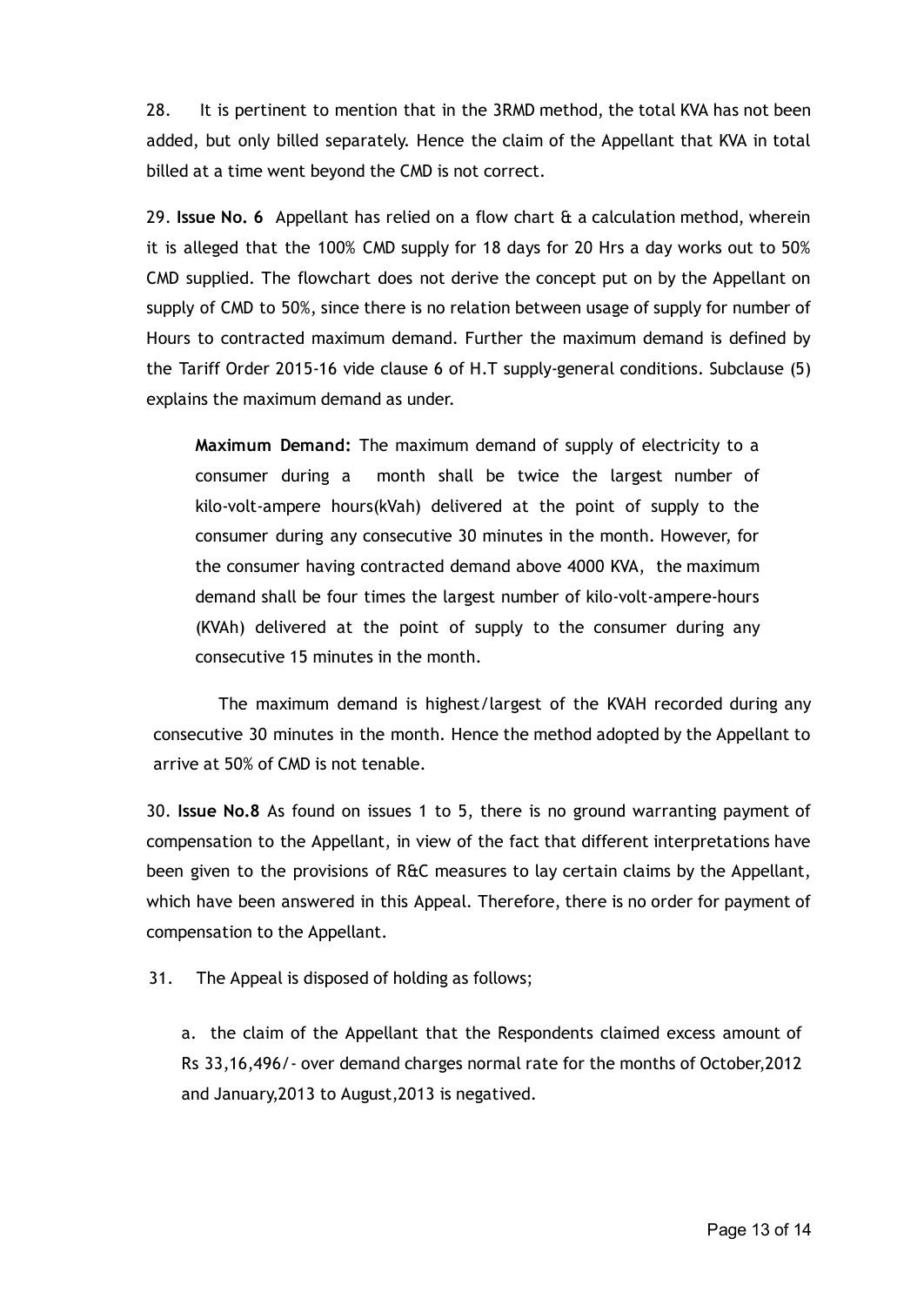28. It is pertinent to mention that in the 3RMD method, the total KVA has not been added, but only billed separately. Hence the claim of the Appellant that KVA in total billed at a time went beyond the CMD is not correct.

29. **Issue No. 6** Appellant has relied on a flow chart & a calculation method, wherein it is alleged that the 100% CMD supply for 18 days for 20 Hrs a day works out to 50% CMD supplied. The flowchart does not derive the concept put on by the Appellant on supply of CMD to 50%, since there is no relation between usage of supply for number of Hours to contracted maximum demand. Further the maximum demand is defined by the Tariff Order 2015-16 vide clause 6 of H.T supply-general conditions. Subclause (5) explains the maximum demand as under.

> **Maximum Demand:** The maximum demand of supply of electricity to a consumer during a month shall be twice the largest number of kilo-volt-ampere hours(kVah) delivered at the point of supply to the consumer during any consecutive 30 minutes in the month. However, for the consumer having contracted demand above 4000 KVA, the maximum demand shall be four times the largest number of kilo-volt-ampere-hours (KVAh) delivered at the point of supply to the consumer during any consecutive 15 minutes in the month.

The maximum demand is highest/largest of the KVAH recorded during any consecutive 30 minutes in the month. Hence the method adopted by the Appellant to arrive at 50% of CMD is not tenable.

30. **Issue No.8** As found on issues 1 to 5, there is no ground warranting payment of compensation to the Appellant, in view of the fact that different interpretations have been given to the provisions of R&C measures to lay certain claims by the Appellant, which have been answered in this Appeal. Therefore, there is no order for payment of compensation to the Appellant.

31. The Appeal is disposed of holding as follows;

a. the claim of the Appellant that the Respondents claimed excess amount of Rs 33,16,496/- over demand charges normal rate for the months of October,2012 and January,2013 to August,2013 is negatived.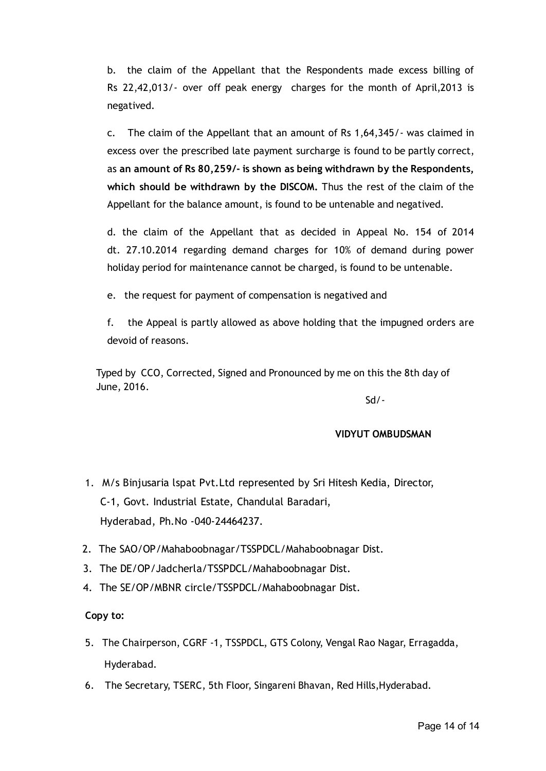b. the claim of the Appellant that the Respondents made excess billing of Rs 22,42,013/- over off peak energy charges for the month of April,2013 is negatived.

c. The claim of the Appellant that an amount of Rs 1,64,345/- was claimed in excess over the prescribed late payment surcharge is found to be partly correct, as **an amount of Rs 80,259/- is shown as being withdrawn by the Respondents, which should be withdrawn by the DISCOM.** Thus the rest of the claim of the Appellant for the balance amount, is found to be untenable and negatived.

d. the claim of the Appellant that as decided in Appeal No. 154 of 2014 dt. 27.10.2014 regarding demand charges for 10% of demand during power holiday period for maintenance cannot be charged, is found to be untenable.

e. the request for payment of compensation is negatived and

f. the Appeal is partly allowed as above holding that the impugned orders are devoid of reasons.

Typed by CCO, Corrected, Signed and Pronounced by me on this the 8th day of June, 2016.

Sd/-

**VIDYUT OMBUDSMAN**

1. M/s Binjusaria lspat Pvt.Ltd represented by Sri Hitesh Kedia, Director, C-1, Govt. Industrial Estate, Chandulal Baradari, Hyderabad, Ph.No -040-24464237.
2. The SAO/OP/Mahaboobnagar/TSSPDCL/Mahaboobnagar Dist.
3. The DE/OP/Jadcherla/TSSPDCL/Mahaboobnagar Dist.
4. The SE/OP/MBNR circle/TSSPDCL/Mahaboobnagar Dist.

**Copy to:**

5. The Chairperson, CGRF -1, TSSPDCL, GTS Colony, Vengal Rao Nagar, Erragadda, Hyderabad.
6. The Secretary, TSERC, 5th Floor, Singareni Bhavan, Red Hills,Hyderabad.